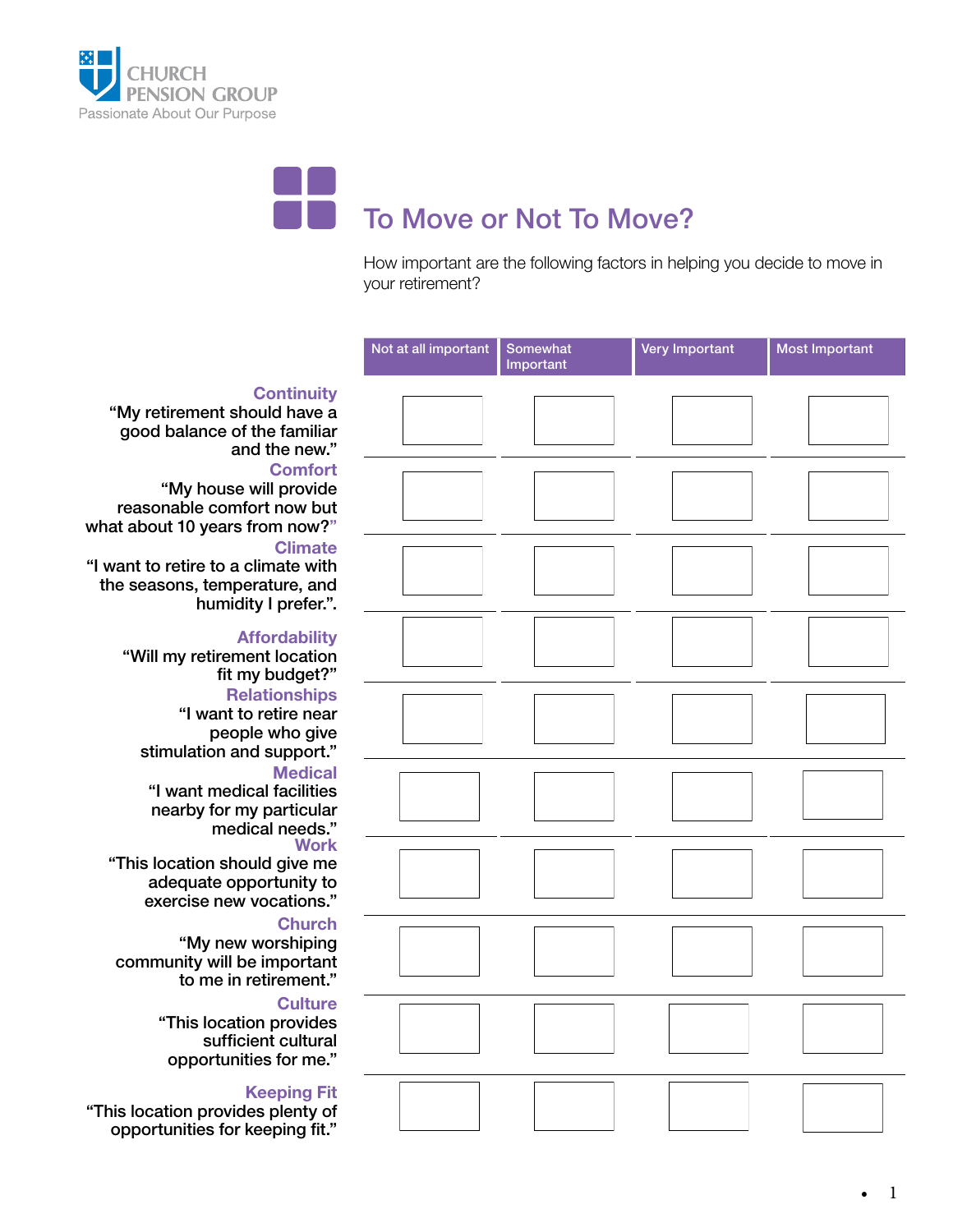CHURCH PENSION GROUP
Passionate About Our Purpose

# To Move or Not To Move?

How important are the following factors in helping you decide to move in your retirement?

| | Not at all important | Somewhat Important | Very Important | Most Important |
|---|---|---|---|---|
| **Continuity** “My retirement should have a good balance of the familiar and the new.” | | | | |
| **Comfort** “My house will provide reasonable comfort now but what about 10 years from now?” | | | | |
| **Climate** “I want to retire to a climate with the seasons, temperature, and humidity I prefer.”. | | | | |
| **Affordability** “Will my retirement location fit my budget?” | | | | |
| **Relationships** “I want to retire near people who give stimulation and support.” | | | | |
| **Medical** “I want medical facilities nearby for my particular medical needs.” | | | | |
| **Work** “This location should give me adequate opportunity to exercise new vocations.” | | | | |
| **Church** “My new worshiping community will be important to me in retirement.” | | | | |
| **Culture** “This location provides sufficient cultural opportunities for me.” | | | | |
| **Keeping Fit** “This location provides plenty of opportunities for keeping fit.” | | | | |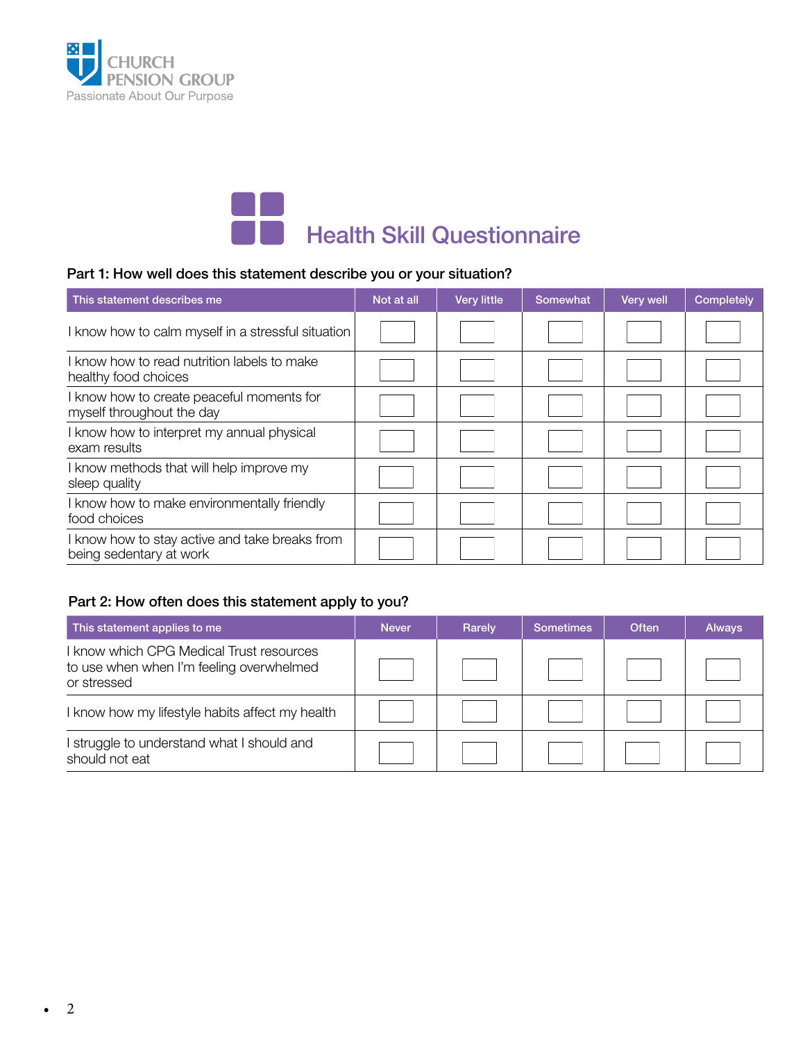# Health Skill Questionnaire

**Part 1: How well does this statement describe you or your situation?**

| This statement describes me | Not at all | Very little | Somewhat | Very well | Completely |
|---|---|---|---|---|---|
| I know how to calm myself in a stressful situation | ☐ | ☐ | ☐ | ☐ | ☐ |
| I know how to read nutrition labels to make healthy food choices | ☐ | ☐ | ☐ | ☐ | ☐ |
| I know how to create peaceful moments for myself throughout the day | ☐ | ☐ | ☐ | ☐ | ☐ |
| I know how to interpret my annual physical exam results | ☐ | ☐ | ☐ | ☐ | ☐ |
| I know methods that will help improve my sleep quality | ☐ | ☐ | ☐ | ☐ | ☐ |
| I know how to make environmentally friendly food choices | ☐ | ☐ | ☐ | ☐ | ☐ |
| I know how to stay active and take breaks from being sedentary at work | ☐ | ☐ | ☐ | ☐ | ☐ |

**Part 2: How often does this statement apply to you?**

| This statement applies to me | Never | Rarely | Sometimes | Often | Always |
|---|---|---|---|---|---|
| I know which CPG Medical Trust resources to use when when I'm feeling overwhelmed or stressed | ☐ | ☐ | ☐ | ☐ | ☐ |
| I know how my lifestyle habits affect my health | ☐ | ☐ | ☐ | ☐ | ☐ |
| I struggle to understand what I should and should not eat | ☐ | ☐ | ☐ | ☐ | ☐ |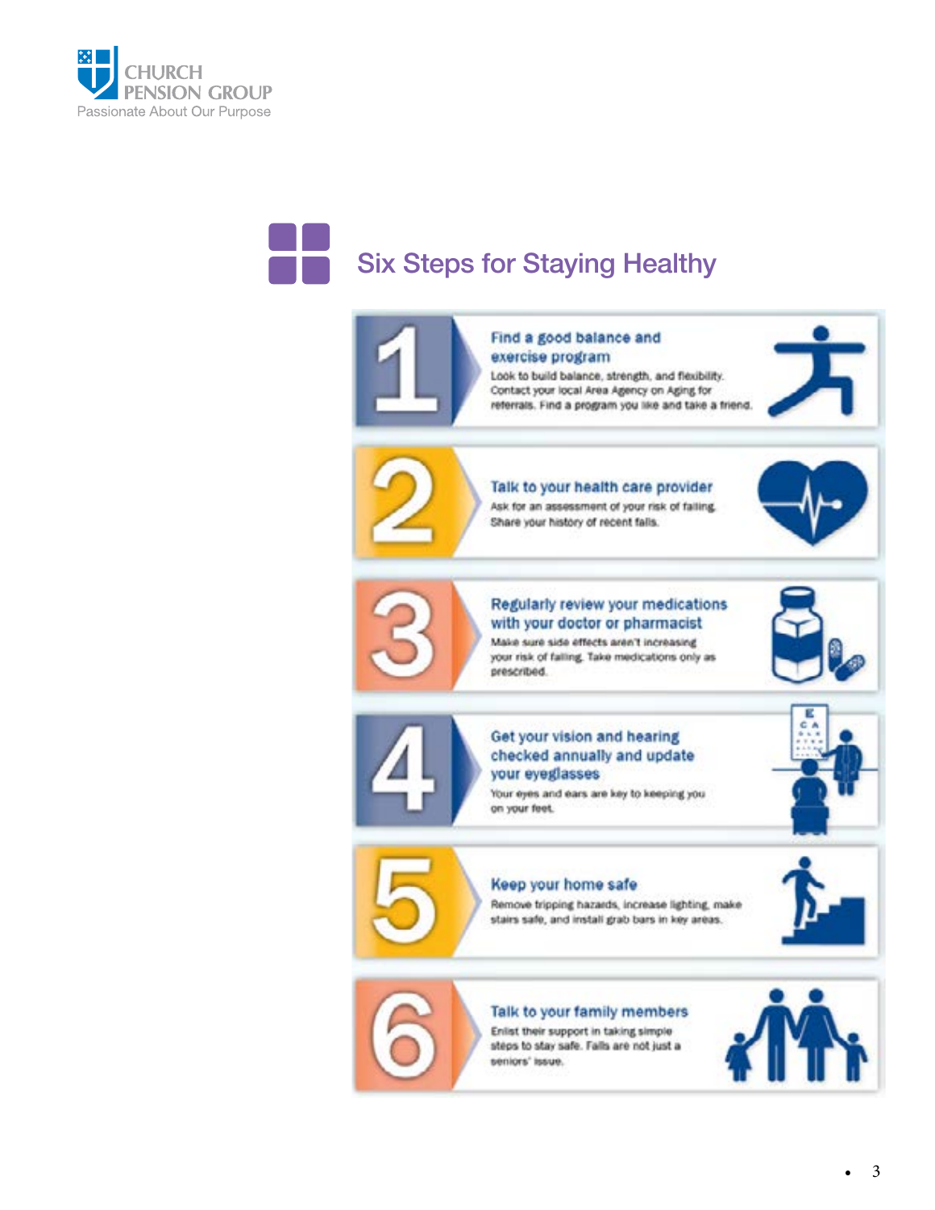## Six Steps for Staying Healthy

**1. Find a good balance and exercise program**

Look to build balance, strength, and flexibility. Contact your local Area Agency on Aging for referrals. Find a program you like and take a friend.

**2. Talk to your health care provider**

Ask for an assessment of your risk of falling. Share your history of recent falls.

**3. Regularly review your medications with your doctor or pharmacist**

Make sure side effects aren't increasing your risk of falling. Take medications only as prescribed.

**4. Get your vision and hearing checked annually and update your eyeglasses**

Your eyes and ears are key to keeping you on your feet.

**5. Keep your home safe**

Remove tripping hazards, increase lighting, make stairs safe, and install grab bars in key areas.

**6. Talk to your family members**

Enlist their support in taking simple steps to stay safe. Falls are not just a seniors' issue.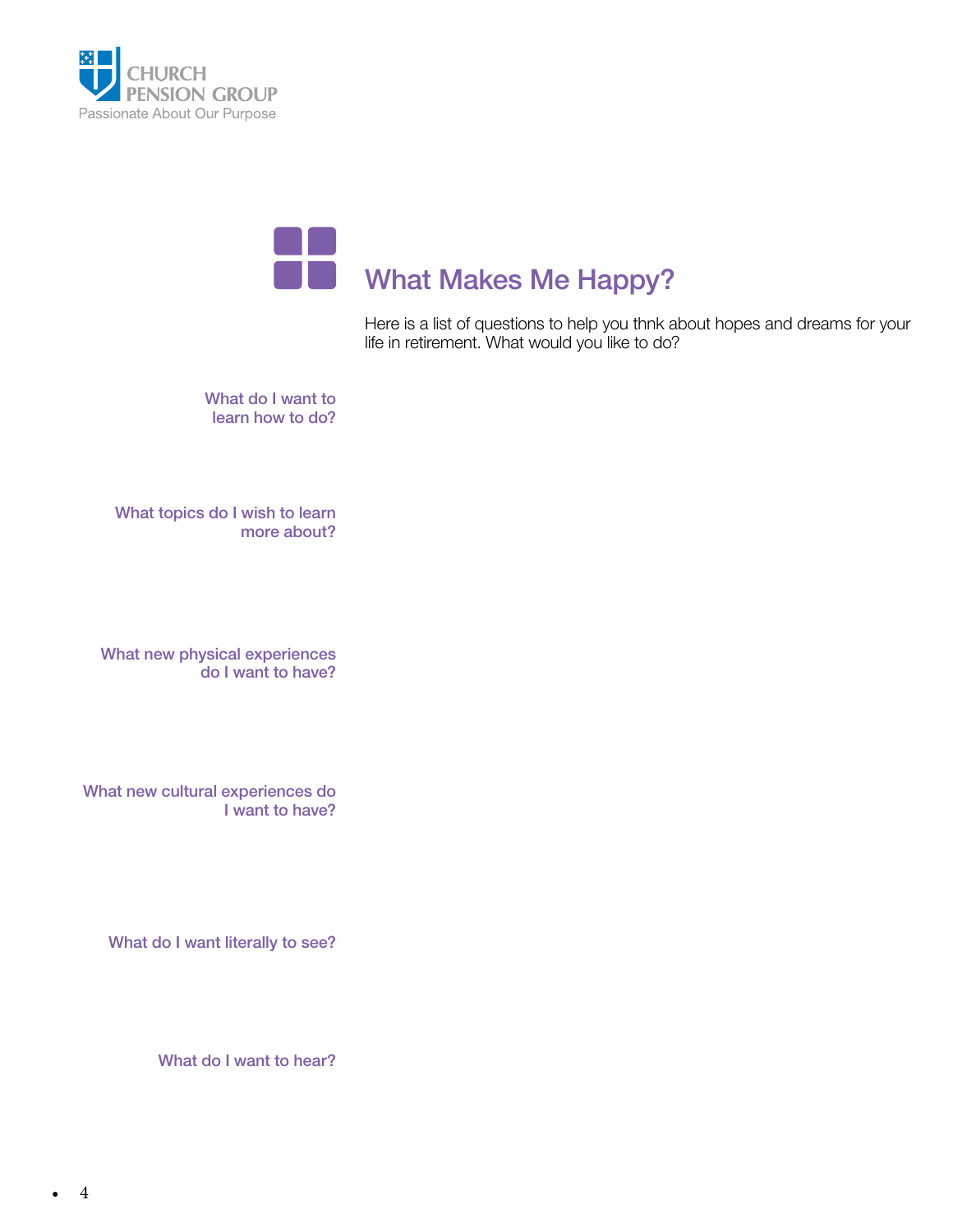CHURCH PENSION GROUP
Passionate About Our Purpose

# What Makes Me Happy?

Here is a list of questions to help you thnk about hopes and dreams for your life in retirement. What would you like to do?

**What do I want to learn how to do?**

**What topics do I wish to learn more about?**

**What new physical experiences do I want to have?**

**What new cultural experiences do I want to have?**

**What do I want literally to see?**

**What do I want to hear?**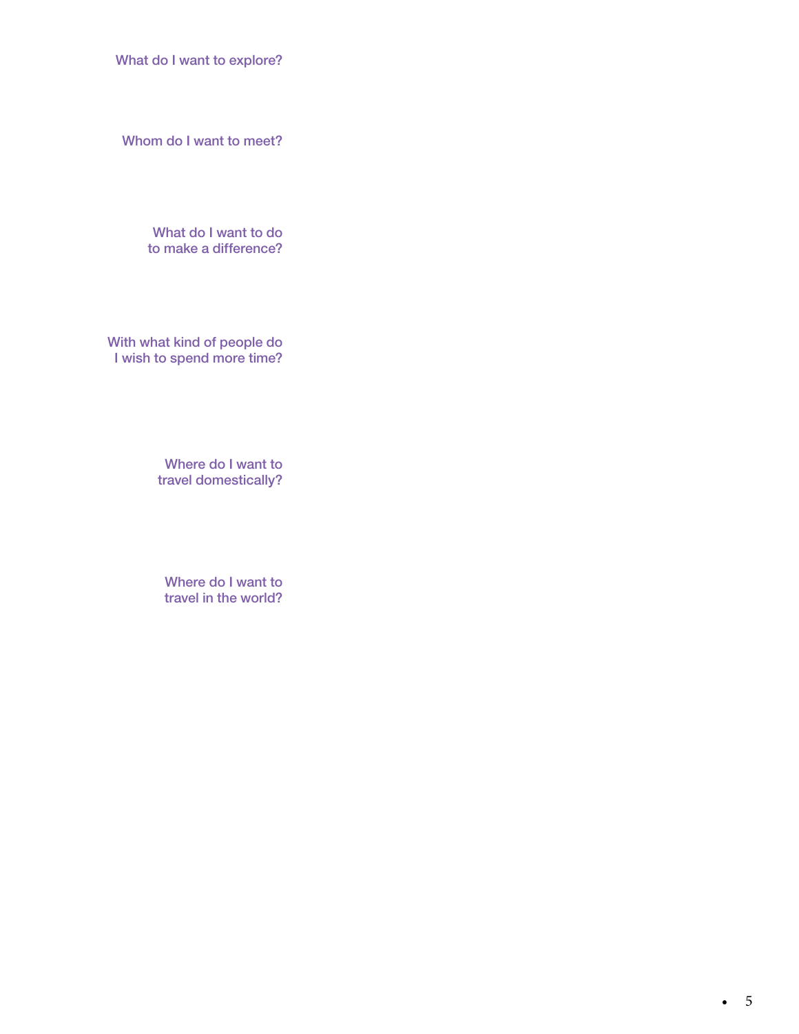What do I want to explore?

Whom do I want to meet?

What do I want to do to make a difference?

With what kind of people do I wish to spend more time?

Where do I want to travel domestically?

Where do I want to travel in the world?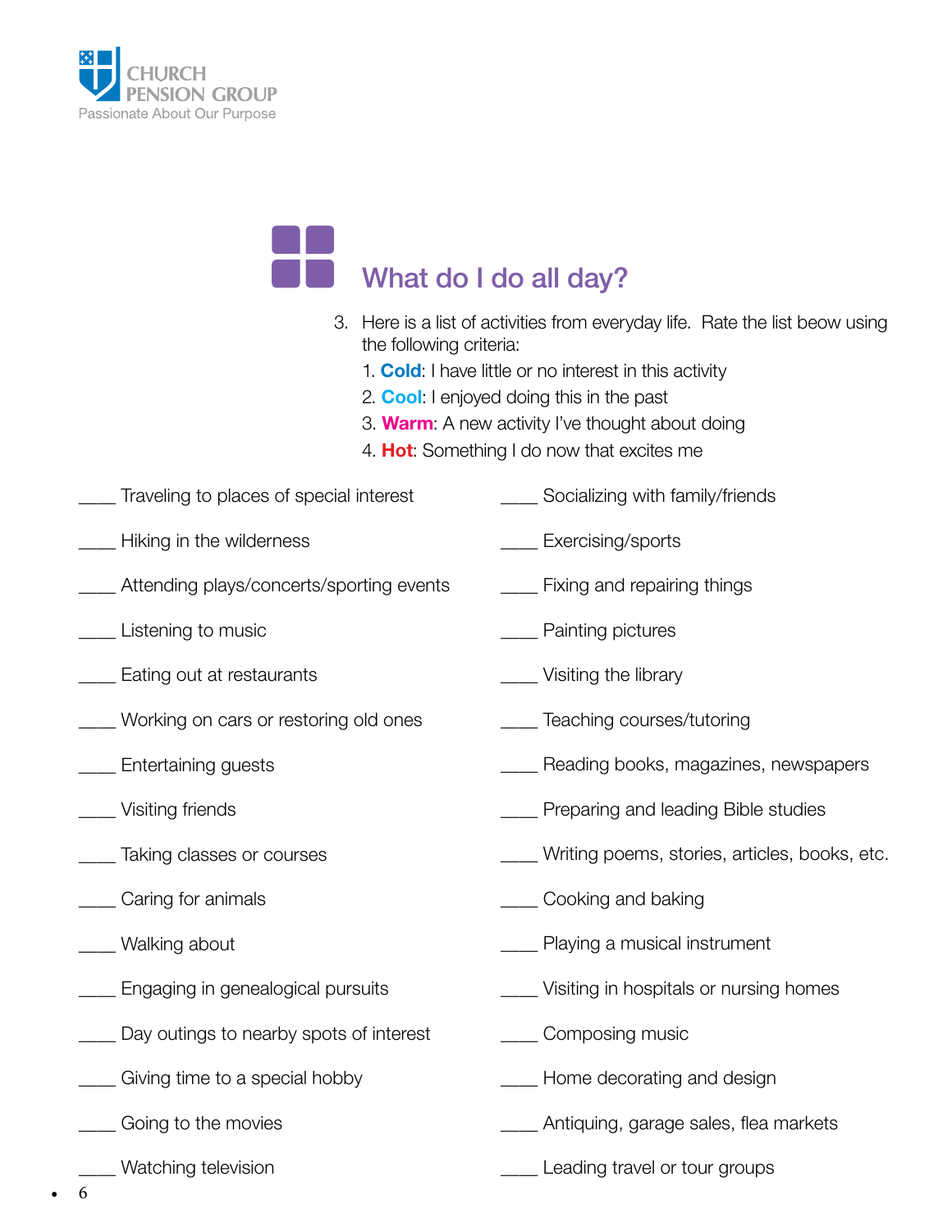# What do I do all day?

3. Here is a list of activities from everyday life. Rate the list beow using the following criteria:
   1. **Cold**: I have little or no interest in this activity
   2. **Cool**: I enjoyed doing this in the past
   3. **Warm**: A new activity I've thought about doing
   4. **Hot**: Something I do now that excites me

____ Traveling to places of special interest

____ Hiking in the wilderness

____ Attending plays/concerts/sporting events

____ Listening to music

____ Eating out at restaurants

____ Working on cars or restoring old ones

____ Entertaining guests

____ Visiting friends

____ Taking classes or courses

____ Caring for animals

____ Walking about

____ Engaging in genealogical pursuits

____ Day outings to nearby spots of interest

____ Giving time to a special hobby

____ Going to the movies

____ Watching television

____ Socializing with family/friends

____ Exercising/sports

____ Fixing and repairing things

____ Painting pictures

____ Visiting the library

____ Teaching courses/tutoring

____ Reading books, magazines, newspapers

____ Preparing and leading Bible studies

____ Writing poems, stories, articles, books, etc.

____ Cooking and baking

____ Playing a musical instrument

____ Visiting in hospitals or nursing homes

____ Composing music

____ Home decorating and design

____ Antiquing, garage sales, flea markets

____ Leading travel or tour groups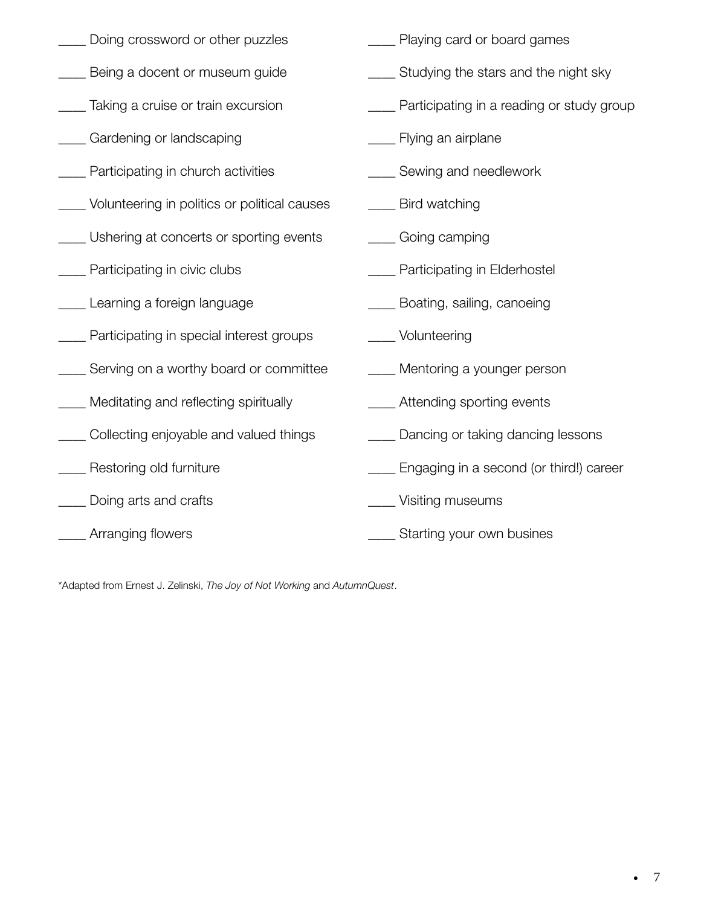____ Doing crossword or other puzzles

____ Being a docent or museum guide

____ Taking a cruise or train excursion

____ Gardening or landscaping

____ Participating in church activities

____ Volunteering in politics or political causes

____ Ushering at concerts or sporting events

____ Participating in civic clubs

____ Learning a foreign language

____ Participating in special interest groups

____ Serving on a worthy board or committee

____ Meditating and reflecting spiritually

____ Collecting enjoyable and valued things

____ Restoring old furniture

____ Doing arts and crafts

____ Arranging flowers

____ Playing card or board games

____ Studying the stars and the night sky

____ Participating in a reading or study group

____ Flying an airplane

____ Sewing and needlework

____ Bird watching

____ Going camping

____ Participating in Elderhostel

____ Boating, sailing, canoeing

____ Volunteering

____ Mentoring a younger person

____ Attending sporting events

____ Dancing or taking dancing lessons

____ Engaging in a second (or third!) career

____ Visiting museums

____ Starting your own busines

*Adapted from Ernest J. Zelinski, *The Joy of Not Working* and *AutumnQuest*.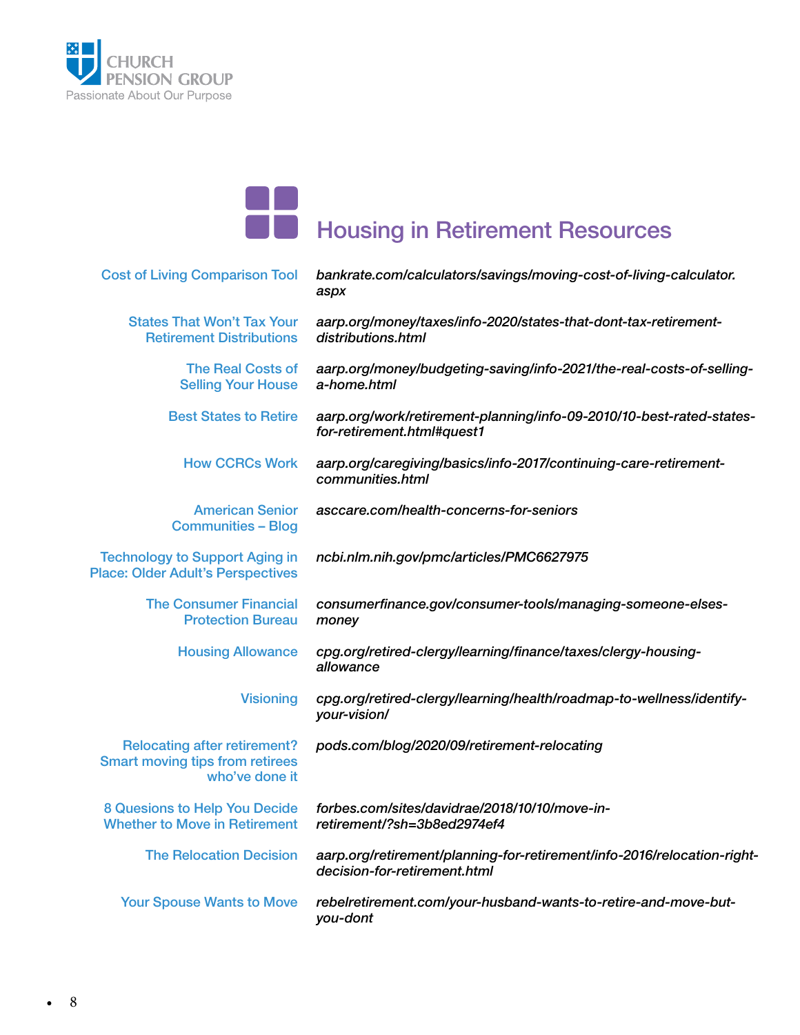CHURCH PENSION GROUP
Passionate About Our Purpose

# Housing in Retirement Resources

| | |
|---|---|
| Cost of Living Comparison Tool | *bankrate.com/calculators/savings/moving-cost-of-living-calculator.aspx* |
| States That Won't Tax Your Retirement Distributions | *aarp.org/money/taxes/info-2020/states-that-dont-tax-retirement-distributions.html* |
| The Real Costs of Selling Your House | *aarp.org/money/budgeting-saving/info-2021/the-real-costs-of-selling-a-home.html* |
| Best States to Retire | *aarp.org/work/retirement-planning/info-09-2010/10-best-rated-states-for-retirement.html#quest1* |
| How CCRCs Work | *aarp.org/caregiving/basics/info-2017/continuing-care-retirement-communities.html* |
| American Senior Communities – Blog | *asccare.com/health-concerns-for-seniors* |
| Technology to Support Aging in Place: Older Adult's Perspectives | *ncbi.nlm.nih.gov/pmc/articles/PMC6627975* |
| The Consumer Financial Protection Bureau | *consumerfinance.gov/consumer-tools/managing-someone-elses-money* |
| Housing Allowance | *cpg.org/retired-clergy/learning/finance/taxes/clergy-housing-allowance* |
| Visioning | *cpg.org/retired-clergy/learning/health/roadmap-to-wellness/identify-your-vision/* |
| Relocating after retirement? Smart moving tips from retirees who've done it | *pods.com/blog/2020/09/retirement-relocating* |
| 8 Quesions to Help You Decide Whether to Move in Retirement | *forbes.com/sites/davidrae/2018/10/10/move-in-retirement/?sh=3b8ed2974ef4* |
| The Relocation Decision | *aarp.org/retirement/planning-for-retirement/info-2016/relocation-right-decision-for-retirement.html* |
| Your Spouse Wants to Move | *rebelretirement.com/your-husband-wants-to-retire-and-move-but-you-dont* |